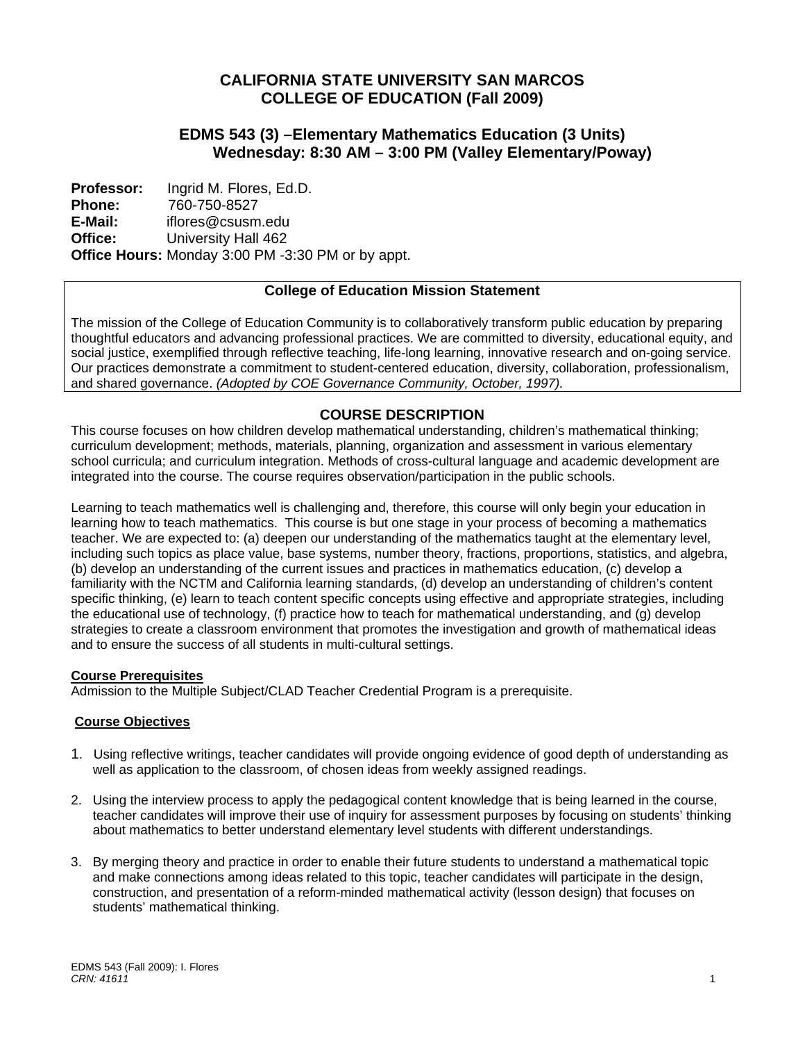# CALIFORNIA STATE UNIVERSITY SAN MARCOS
# COLLEGE OF EDUCATION (Fall 2009)

## EDMS 543 (3) –Elementary Mathematics Education (3 Units)
## Wednesday: 8:30 AM – 3:00 PM (Valley Elementary/Poway)

**Professor:** Ingrid M. Flores, Ed.D.
**Phone:** 760-750-8527
**E-Mail:** iflores@csusm.edu
**Office:** University Hall 462
**Office Hours:** Monday 3:00 PM -3:30 PM or by appt.

### College of Education Mission Statement

The mission of the College of Education Community is to collaboratively transform public education by preparing thoughtful educators and advancing professional practices. We are committed to diversity, educational equity, and social justice, exemplified through reflective teaching, life-long learning, innovative research and on-going service. Our practices demonstrate a commitment to student-centered education, diversity, collaboration, professionalism, and shared governance. *(Adopted by COE Governance Community, October, 1997).*

## COURSE DESCRIPTION

This course focuses on how children develop mathematical understanding, children's mathematical thinking; curriculum development; methods, materials, planning, organization and assessment in various elementary school curricula; and curriculum integration. Methods of cross-cultural language and academic development are integrated into the course. The course requires observation/participation in the public schools.

Learning to teach mathematics well is challenging and, therefore, this course will only begin your education in learning how to teach mathematics. This course is but one stage in your process of becoming a mathematics teacher. We are expected to: (a) deepen our understanding of the mathematics taught at the elementary level, including such topics as place value, base systems, number theory, fractions, proportions, statistics, and algebra, (b) develop an understanding of the current issues and practices in mathematics education, (c) develop a familiarity with the NCTM and California learning standards, (d) develop an understanding of children's content specific thinking, (e) learn to teach content specific concepts using effective and appropriate strategies, including the educational use of technology, (f) practice how to teach for mathematical understanding, and (g) develop strategies to create a classroom environment that promotes the investigation and growth of mathematical ideas and to ensure the success of all students in multi-cultural settings.

### Course Prerequisites

Admission to the Multiple Subject/CLAD Teacher Credential Program is a prerequisite.

### Course Objectives

1. Using reflective writings, teacher candidates will provide ongoing evidence of good depth of understanding as well as application to the classroom, of chosen ideas from weekly assigned readings.

2. Using the interview process to apply the pedagogical content knowledge that is being learned in the course, teacher candidates will improve their use of inquiry for assessment purposes by focusing on students' thinking about mathematics to better understand elementary level students with different understandings.

3. By merging theory and practice in order to enable their future students to understand a mathematical topic and make connections among ideas related to this topic, teacher candidates will participate in the design, construction, and presentation of a reform-minded mathematical activity (lesson design) that focuses on students' mathematical thinking.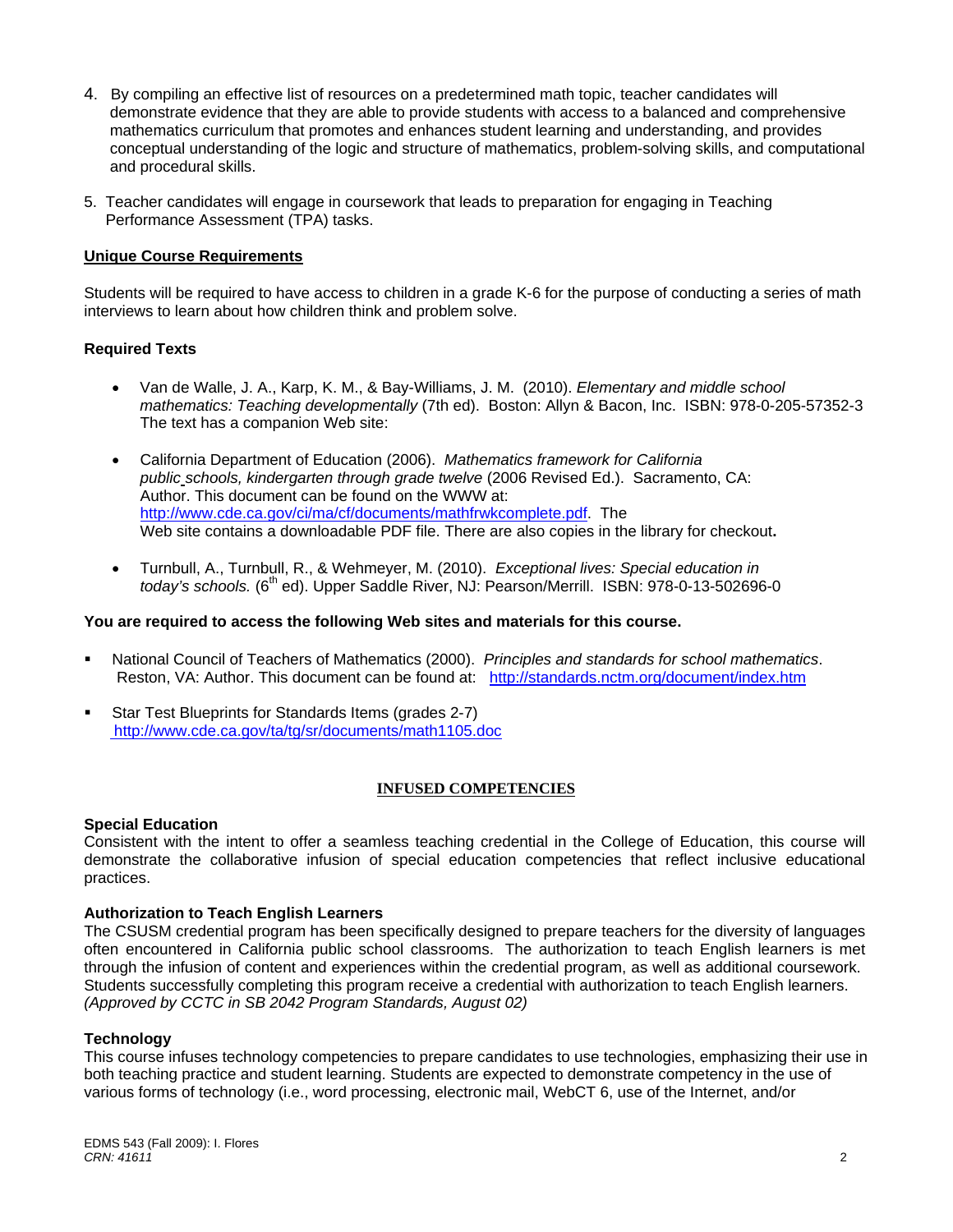4. By compiling an effective list of resources on a predetermined math topic, teacher candidates will demonstrate evidence that they are able to provide students with access to a balanced and comprehensive mathematics curriculum that promotes and enhances student learning and understanding, and provides conceptual understanding of the logic and structure of mathematics, problem-solving skills, and computational and procedural skills.

5. Teacher candidates will engage in coursework that leads to preparation for engaging in Teaching Performance Assessment (TPA) tasks.

**Unique Course Requirements**

Students will be required to have access to children in a grade K-6 for the purpose of conducting a series of math interviews to learn about how children think and problem solve.

**Required Texts**

- Van de Walle, J. A., Karp, K. M., & Bay-Williams, J. M. (2010). *Elementary and middle school mathematics: Teaching developmentally* (7th ed). Boston: Allyn & Bacon, Inc. ISBN: 978-0-205-57352-3 The text has a companion Web site:

- California Department of Education (2006). *Mathematics framework for California public schools, kindergarten through grade twelve* (2006 Revised Ed.). Sacramento, CA: Author. This document can be found on the WWW at: http://www.cde.ca.gov/ci/ma/cf/documents/mathfrwkcomplete.pdf. The Web site contains a downloadable PDF file. There are also copies in the library for checkout**.**

- Turnbull, A., Turnbull, R., & Wehmeyer, M. (2010). *Exceptional lives: Special education in today's schools.* (6th ed). Upper Saddle River, NJ: Pearson/Merrill. ISBN: 978-0-13-502696-0

**You are required to access the following Web sites and materials for this course.**

- National Council of Teachers of Mathematics (2000). *Principles and standards for school mathematics*. Reston, VA: Author. This document can be found at: http://standards.nctm.org/document/index.htm

- Star Test Blueprints for Standards Items (grades 2-7) http://www.cde.ca.gov/ta/tg/sr/documents/math1105.doc

## INFUSED COMPETENCIES

**Special Education**

Consistent with the intent to offer a seamless teaching credential in the College of Education, this course will demonstrate the collaborative infusion of special education competencies that reflect inclusive educational practices.

**Authorization to Teach English Learners**

The CSUSM credential program has been specifically designed to prepare teachers for the diversity of languages often encountered in California public school classrooms. The authorization to teach English learners is met through the infusion of content and experiences within the credential program, as well as additional coursework. Students successfully completing this program receive a credential with authorization to teach English learners. *(Approved by CCTC in SB 2042 Program Standards, August 02)*

**Technology**

This course infuses technology competencies to prepare candidates to use technologies, emphasizing their use in both teaching practice and student learning. Students are expected to demonstrate competency in the use of various forms of technology (i.e., word processing, electronic mail, WebCT 6, use of the Internet, and/or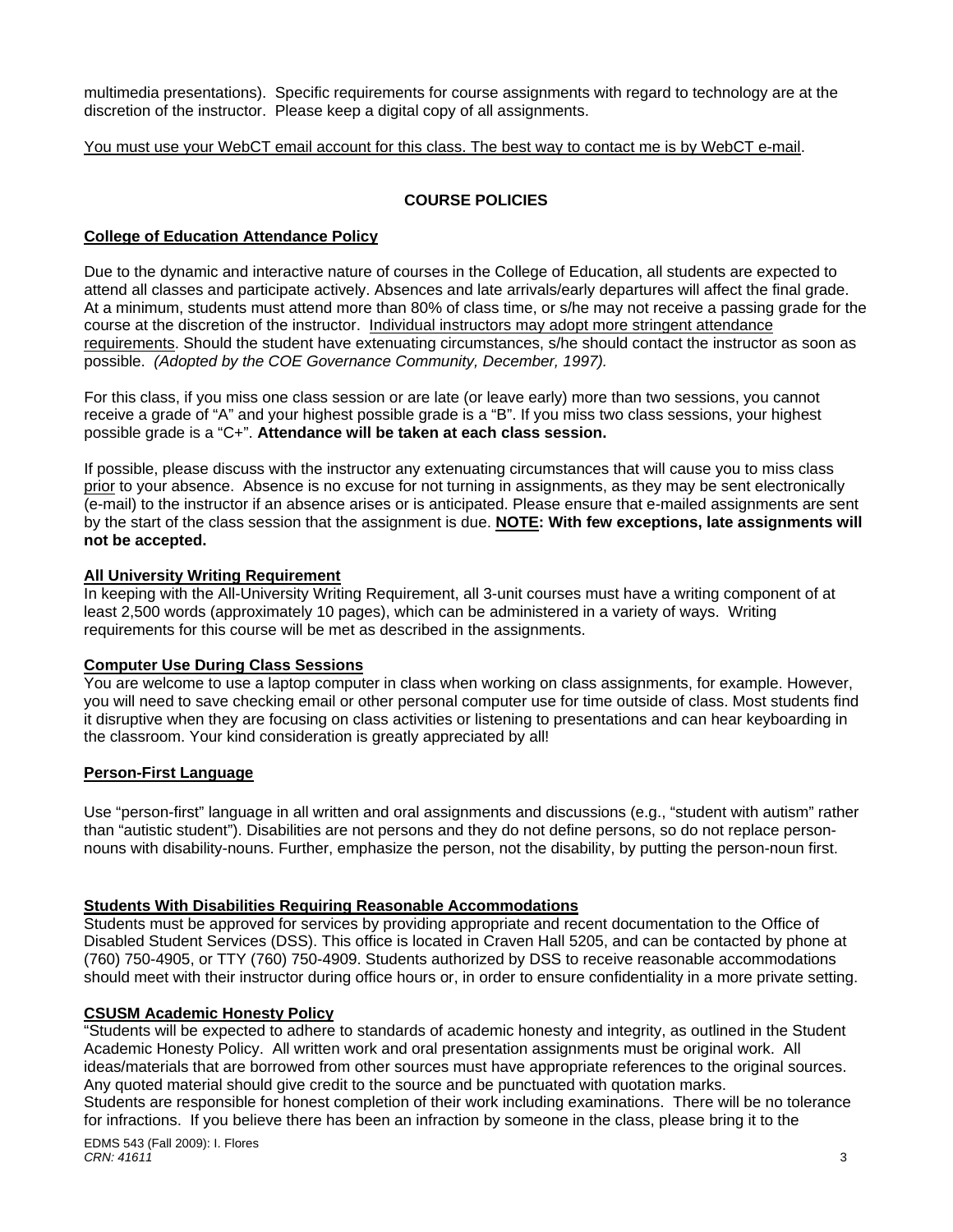multimedia presentations). Specific requirements for course assignments with regard to technology are at the discretion of the instructor. Please keep a digital copy of all assignments.

<u>You must use your WebCT email account for this class. The best way to contact me is by WebCT e-mail</u>.

## COURSE POLICIES

### College of Education Attendance Policy

Due to the dynamic and interactive nature of courses in the College of Education, all students are expected to attend all classes and participate actively. Absences and late arrivals/early departures will affect the final grade. At a minimum, students must attend more than 80% of class time, or s/he may not receive a passing grade for the course at the discretion of the instructor. <u>Individual instructors may adopt more stringent attendance requirements</u>. Should the student have extenuating circumstances, s/he should contact the instructor as soon as possible. *(Adopted by the COE Governance Community, December, 1997).*

For this class, if you miss one class session or are late (or leave early) more than two sessions, you cannot receive a grade of "A" and your highest possible grade is a "B". If you miss two class sessions, your highest possible grade is a "C+". **Attendance will be taken at each class session.**

If possible, please discuss with the instructor any extenuating circumstances that will cause you to miss class <u>prior</u> to your absence. Absence is no excuse for not turning in assignments, as they may be sent electronically (e-mail) to the instructor if an absence arises or is anticipated. Please ensure that e-mailed assignments are sent by the start of the class session that the assignment is due. **<u>NOTE</u>: With few exceptions, late assignments will not be accepted.**

### All University Writing Requirement

In keeping with the All-University Writing Requirement, all 3-unit courses must have a writing component of at least 2,500 words (approximately 10 pages), which can be administered in a variety of ways. Writing requirements for this course will be met as described in the assignments.

### Computer Use During Class Sessions

You are welcome to use a laptop computer in class when working on class assignments, for example. However, you will need to save checking email or other personal computer use for time outside of class. Most students find it disruptive when they are focusing on class activities or listening to presentations and can hear keyboarding in the classroom. Your kind consideration is greatly appreciated by all!

### Person-First Language

Use "person-first" language in all written and oral assignments and discussions (e.g., "student with autism" rather than "autistic student"). Disabilities are not persons and they do not define persons, so do not replace person-nouns with disability-nouns. Further, emphasize the person, not the disability, by putting the person-noun first.

### Students With Disabilities Requiring Reasonable Accommodations

Students must be approved for services by providing appropriate and recent documentation to the Office of Disabled Student Services (DSS). This office is located in Craven Hall 5205, and can be contacted by phone at (760) 750-4905, or TTY (760) 750-4909. Students authorized by DSS to receive reasonable accommodations should meet with their instructor during office hours or, in order to ensure confidentiality in a more private setting.

### CSUSM Academic Honesty Policy

"Students will be expected to adhere to standards of academic honesty and integrity, as outlined in the Student Academic Honesty Policy. All written work and oral presentation assignments must be original work. All ideas/materials that are borrowed from other sources must have appropriate references to the original sources. Any quoted material should give credit to the source and be punctuated with quotation marks.

Students are responsible for honest completion of their work including examinations. There will be no tolerance for infractions. If you believe there has been an infraction by someone in the class, please bring it to the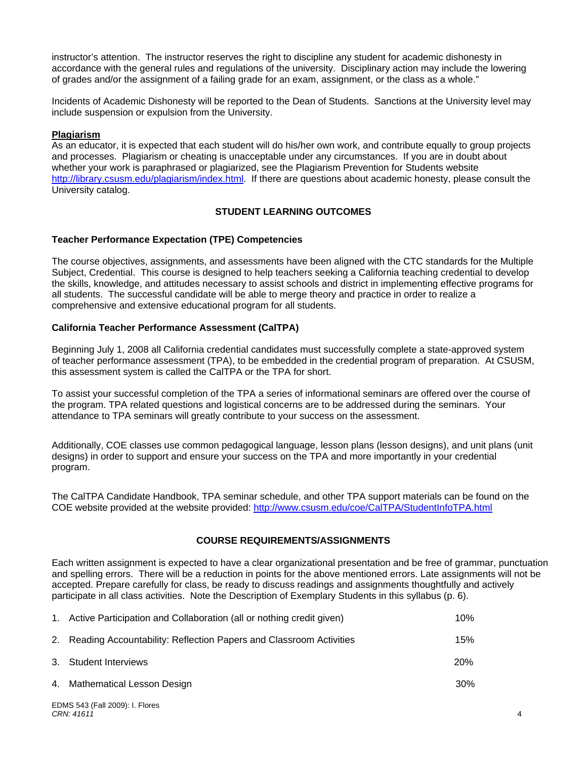instructor's attention. The instructor reserves the right to discipline any student for academic dishonesty in accordance with the general rules and regulations of the university. Disciplinary action may include the lowering of grades and/or the assignment of a failing grade for an exam, assignment, or the class as a whole."

Incidents of Academic Dishonesty will be reported to the Dean of Students. Sanctions at the University level may include suspension or expulsion from the University.

**Plagiarism**

As an educator, it is expected that each student will do his/her own work, and contribute equally to group projects and processes. Plagiarism or cheating is unacceptable under any circumstances. If you are in doubt about whether your work is paraphrased or plagiarized, see the Plagiarism Prevention for Students website http://library.csusm.edu/plagiarism/index.html. If there are questions about academic honesty, please consult the University catalog.

## STUDENT LEARNING OUTCOMES

### Teacher Performance Expectation (TPE) Competencies

The course objectives, assignments, and assessments have been aligned with the CTC standards for the Multiple Subject, Credential. This course is designed to help teachers seeking a California teaching credential to develop the skills, knowledge, and attitudes necessary to assist schools and district in implementing effective programs for all students. The successful candidate will be able to merge theory and practice in order to realize a comprehensive and extensive educational program for all students.

### California Teacher Performance Assessment (CalTPA)

Beginning July 1, 2008 all California credential candidates must successfully complete a state-approved system of teacher performance assessment (TPA), to be embedded in the credential program of preparation. At CSUSM, this assessment system is called the CalTPA or the TPA for short.

To assist your successful completion of the TPA a series of informational seminars are offered over the course of the program. TPA related questions and logistical concerns are to be addressed during the seminars. Your attendance to TPA seminars will greatly contribute to your success on the assessment.

Additionally, COE classes use common pedagogical language, lesson plans (lesson designs), and unit plans (unit designs) in order to support and ensure your success on the TPA and more importantly in your credential program.

The CalTPA Candidate Handbook, TPA seminar schedule, and other TPA support materials can be found on the COE website provided at the website provided: http://www.csusm.edu/coe/CalTPA/StudentInfoTPA.html

## COURSE REQUIREMENTS/ASSIGNMENTS

Each written assignment is expected to have a clear organizational presentation and be free of grammar, punctuation and spelling errors. There will be a reduction in points for the above mentioned errors. Late assignments will not be accepted. Prepare carefully for class, be ready to discuss readings and assignments thoughtfully and actively participate in all class activities. Note the Description of Exemplary Students in this syllabus (p. 6).

| | |
|---|---|
| 1. Active Participation and Collaboration (all or nothing credit given) | 10% |
| 2. Reading Accountability: Reflection Papers and Classroom Activities | 15% |
| 3. Student Interviews | 20% |
| 4. Mathematical Lesson Design | 30% |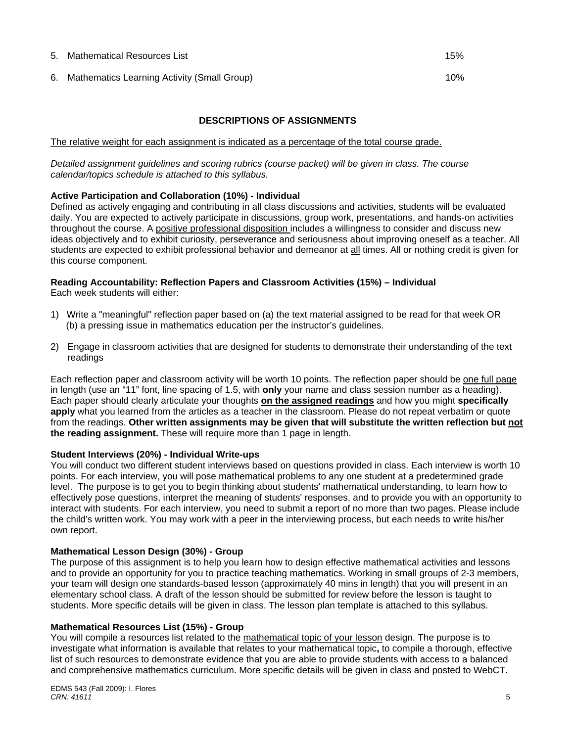5. Mathematical Resources List 15%
6. Mathematics Learning Activity (Small Group) 10%

## DESCRIPTIONS OF ASSIGNMENTS

The relative weight for each assignment is indicated as a percentage of the total course grade.

*Detailed assignment guidelines and scoring rubrics (course packet) will be given in class. The course calendar/topics schedule is attached to this syllabus.*

**Active Participation and Collaboration (10%) - Individual**
Defined as actively engaging and contributing in all class discussions and activities, students will be evaluated daily. You are expected to actively participate in discussions, group work, presentations, and hands-on activities throughout the course. A positive professional disposition includes a willingness to consider and discuss new ideas objectively and to exhibit curiosity, perseverance and seriousness about improving oneself as a teacher. All students are expected to exhibit professional behavior and demeanor at all times. All or nothing credit is given for this course component.

**Reading Accountability: Reflection Papers and Classroom Activities (15%) – Individual**
Each week students will either:

1) Write a "meaningful" reflection paper based on (a) the text material assigned to be read for that week OR (b) a pressing issue in mathematics education per the instructor's guidelines.

2) Engage in classroom activities that are designed for students to demonstrate their understanding of the text readings

Each reflection paper and classroom activity will be worth 10 points. The reflection paper should be one full page in length (use an "11" font, line spacing of 1.5, with **only** your name and class session number as a heading). Each paper should clearly articulate your thoughts **on the assigned readings** and how you might **specifically apply** what you learned from the articles as a teacher in the classroom. Please do not repeat verbatim or quote from the readings. **Other written assignments may be given that will substitute the written reflection but not the reading assignment.** These will require more than 1 page in length.

**Student Interviews (20%) - Individual Write-ups**
You will conduct two different student interviews based on questions provided in class. Each interview is worth 10 points. For each interview, you will pose mathematical problems to any one student at a predetermined grade level. The purpose is to get you to begin thinking about students' mathematical understanding, to learn how to effectively pose questions, interpret the meaning of students' responses, and to provide you with an opportunity to interact with students. For each interview, you need to submit a report of no more than two pages. Please include the child's written work. You may work with a peer in the interviewing process, but each needs to write his/her own report.

**Mathematical Lesson Design (30%) - Group**
The purpose of this assignment is to help you learn how to design effective mathematical activities and lessons and to provide an opportunity for you to practice teaching mathematics. Working in small groups of 2-3 members, your team will design one standards-based lesson (approximately 40 mins in length) that you will present in an elementary school class. A draft of the lesson should be submitted for review before the lesson is taught to students. More specific details will be given in class. The lesson plan template is attached to this syllabus.

**Mathematical Resources List (15%) - Group**
You will compile a resources list related to the mathematical topic of your lesson design. The purpose is to investigate what information is available that relates to your mathematical topic**,** to compile a thorough, effective list of such resources to demonstrate evidence that you are able to provide students with access to a balanced and comprehensive mathematics curriculum. More specific details will be given in class and posted to WebCT.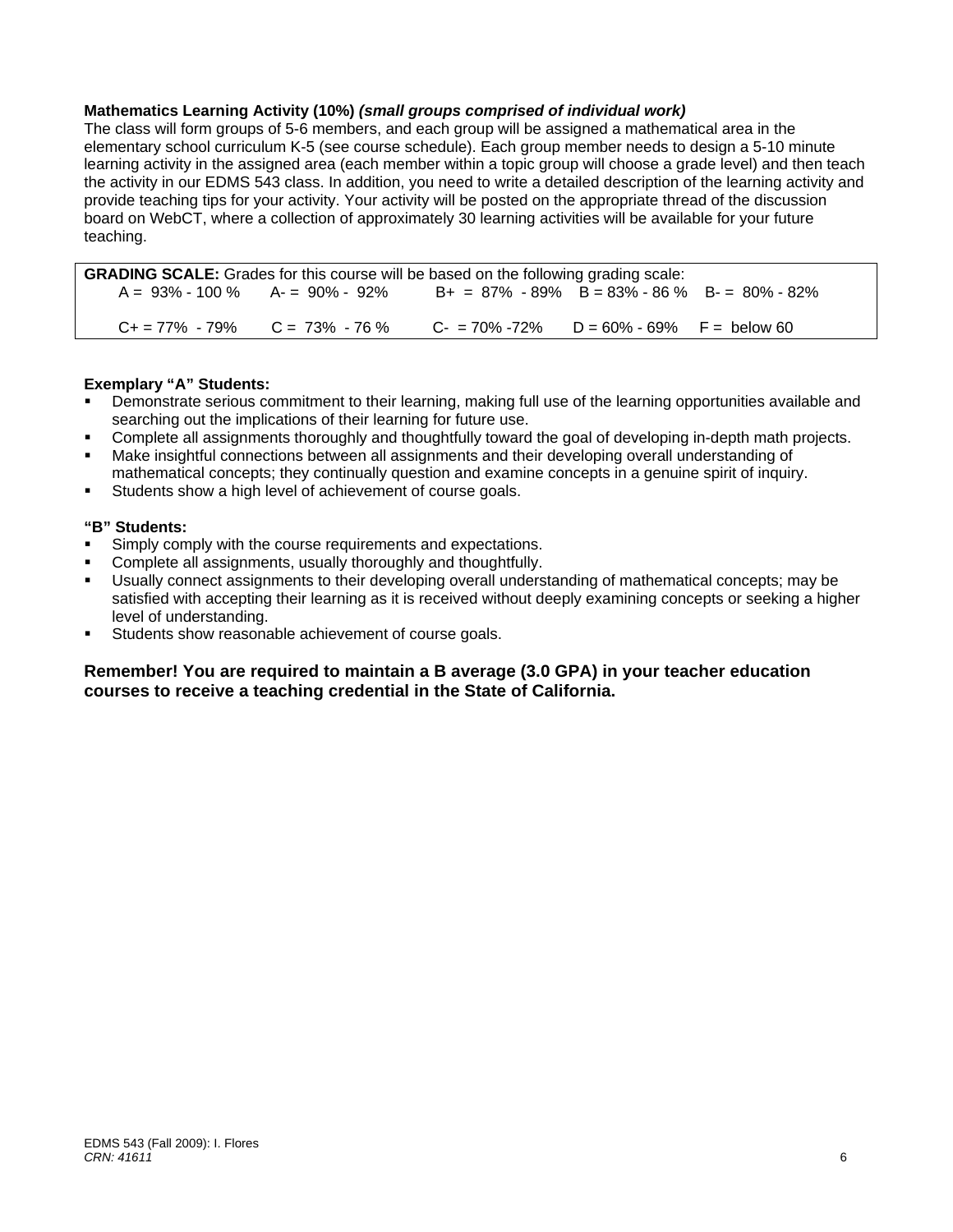**Mathematics Learning Activity (10%)** ***(small groups comprised of individual work)***
The class will form groups of 5-6 members, and each group will be assigned a mathematical area in the elementary school curriculum K-5 (see course schedule). Each group member needs to design a 5-10 minute learning activity in the assigned area (each member within a topic group will choose a grade level) and then teach the activity in our EDMS 543 class. In addition, you need to write a detailed description of the learning activity and provide teaching tips for your activity. Your activity will be posted on the appropriate thread of the discussion board on WebCT, where a collection of approximately 30 learning activities will be available for your future teaching.

**GRADING SCALE:** Grades for this course will be based on the following grading scale:

| | | | | |
|---|---|---|---|---|
| A = 93% - 100 % | A- = 90% - 92% | B+ = 87% - 89% | B = 83% - 86 % | B- = 80% - 82% |
| C+ = 77% - 79% | C = 73% - 76 % | C- = 70% -72% | D = 60% - 69% | F = below 60 |

**Exemplary "A" Students:**

- Demonstrate serious commitment to their learning, making full use of the learning opportunities available and searching out the implications of their learning for future use.
- Complete all assignments thoroughly and thoughtfully toward the goal of developing in-depth math projects.
- Make insightful connections between all assignments and their developing overall understanding of mathematical concepts; they continually question and examine concepts in a genuine spirit of inquiry.
- Students show a high level of achievement of course goals.

**"B" Students:**

- Simply comply with the course requirements and expectations.
- Complete all assignments, usually thoroughly and thoughtfully.
- Usually connect assignments to their developing overall understanding of mathematical concepts; may be satisfied with accepting their learning as it is received without deeply examining concepts or seeking a higher level of understanding.
- Students show reasonable achievement of course goals.

**Remember! You are required to maintain a B average (3.0 GPA) in your teacher education courses to receive a teaching credential in the State of California.**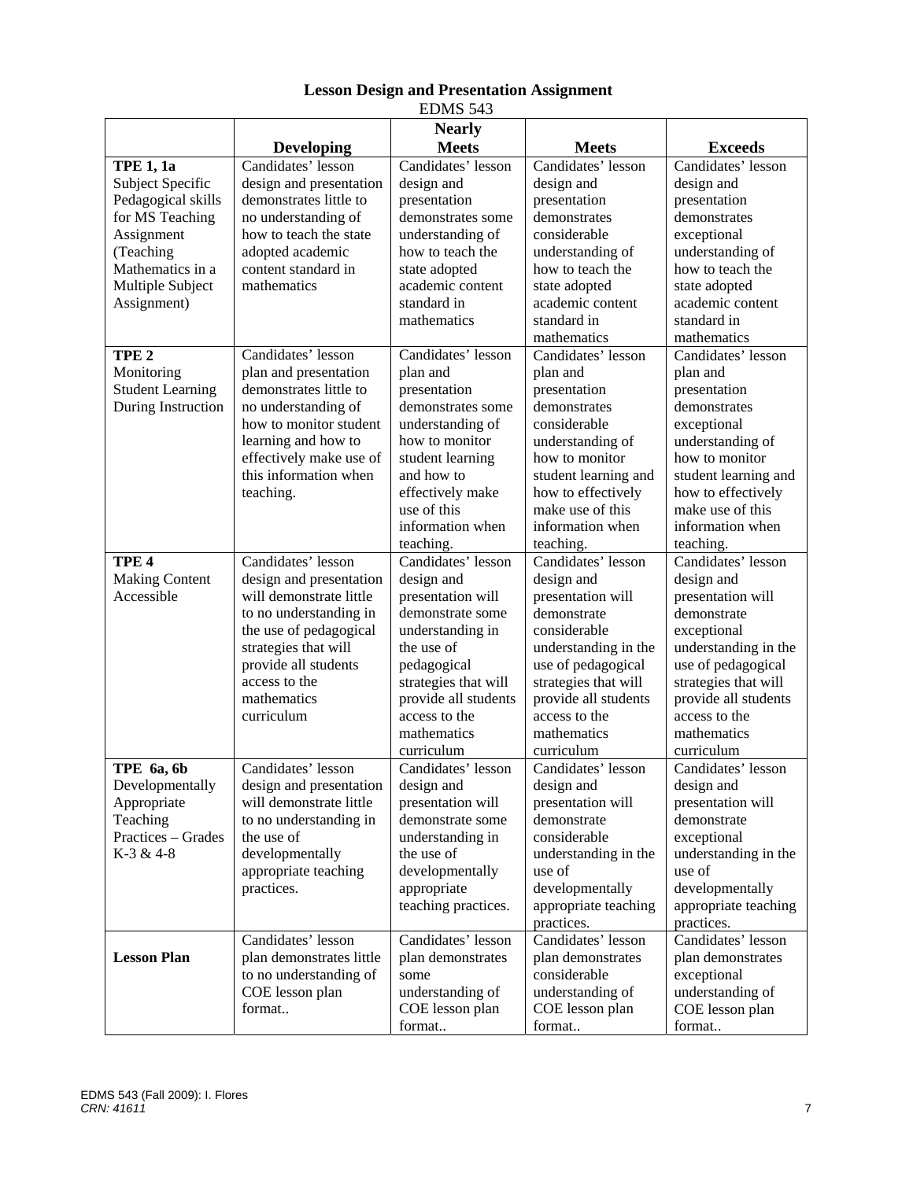## Lesson Design and Presentation Assignment

EDMS 543

| | Developing | Nearly Meets | Meets | Exceeds |
|---|---|---|---|---|
| **TPE 1, 1a** Subject Specific Pedagogical skills for MS Teaching Assignment (Teaching Mathematics in a Multiple Subject Assignment) | Candidates' lesson design and presentation demonstrates little to no understanding of how to teach the state adopted academic content standard in mathematics | Candidates' lesson design and presentation demonstrates some understanding of how to teach the state adopted academic content standard in mathematics | Candidates' lesson design and presentation demonstrates considerable understanding of how to teach the state adopted academic content standard in mathematics | Candidates' lesson design and presentation demonstrates exceptional understanding of how to teach the state adopted academic content standard in mathematics |
| **TPE 2** Monitoring Student Learning During Instruction | Candidates' lesson plan and presentation demonstrates little to no understanding of how to monitor student learning and how to effectively make use of this information when teaching. | Candidates' lesson plan and presentation demonstrates some understanding of how to monitor student learning and how to effectively make use of this information when teaching. | Candidates' lesson plan and presentation demonstrates considerable understanding of how to monitor student learning and how to effectively make use of this information when teaching. | Candidates' lesson plan and presentation demonstrates exceptional understanding of how to monitor student learning and how to effectively make use of this information when teaching. |
| **TPE 4** Making Content Accessible | Candidates' lesson design and presentation will demonstrate little to no understanding in the use of pedagogical strategies that will provide all students access to the mathematics curriculum | Candidates' lesson design and presentation will demonstrate some understanding in the use of pedagogical strategies that will provide all students access to the mathematics curriculum | Candidates' lesson design and presentation will demonstrate considerable understanding in the use of pedagogical strategies that will provide all students access to the mathematics curriculum | Candidates' lesson design and presentation will demonstrate exceptional understanding in the use of pedagogical strategies that will provide all students access to the mathematics curriculum |
| **TPE 6a, 6b** Developmentally Appropriate Teaching Practices – Grades K-3 & 4-8 | Candidates' lesson design and presentation will demonstrate little to no understanding in the use of developmentally appropriate teaching practices. | Candidates' lesson design and presentation will demonstrate some understanding in the use of developmentally appropriate teaching practices. | Candidates' lesson design and presentation will demonstrate considerable understanding in the use of developmentally appropriate teaching practices. | Candidates' lesson design and presentation will demonstrate exceptional understanding in the use of developmentally appropriate teaching practices. |
| **Lesson Plan** | Candidates' lesson plan demonstrates little to no understanding of COE lesson plan format.. | Candidates' lesson plan demonstrates some understanding of COE lesson plan format.. | Candidates' lesson plan demonstrates considerable understanding of COE lesson plan format.. | Candidates' lesson plan demonstrates exceptional understanding of COE lesson plan format.. |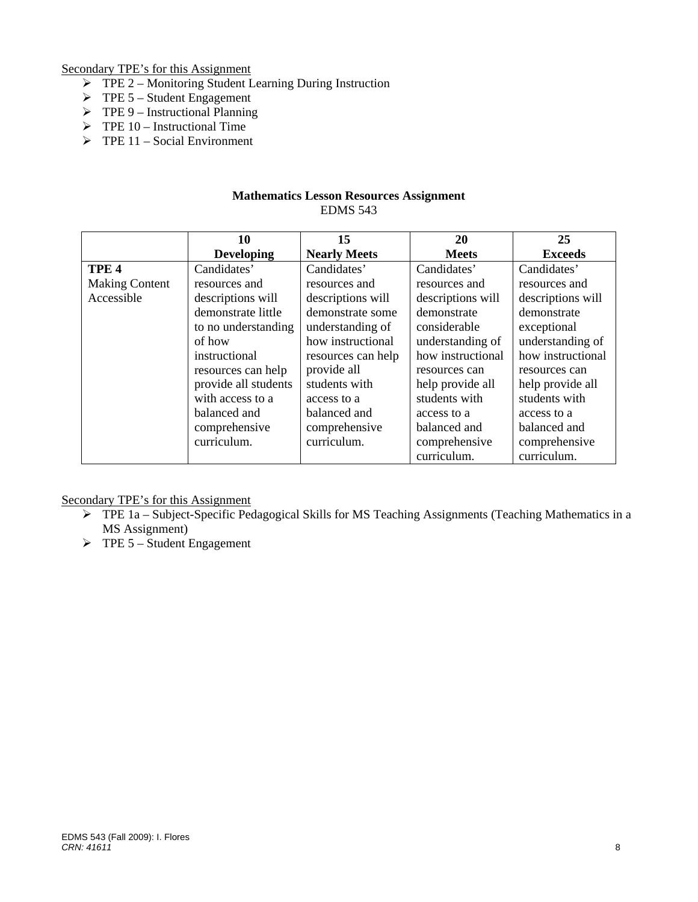Secondary TPE's for this Assignment

- TPE 2 – Monitoring Student Learning During Instruction
- TPE 5 – Student Engagement
- TPE 9 – Instructional Planning
- TPE 10 – Instructional Time
- TPE 11 – Social Environment

**Mathematics Lesson Resources Assignment**
EDMS 543

| | **10 Developing** | **15 Nearly Meets** | **20 Meets** | **25 Exceeds** |
|---|---|---|---|---|
| **TPE 4** Making Content Accessible | Candidates' resources and descriptions will demonstrate little to no understanding of how instructional resources can help provide all students with access to a balanced and comprehensive curriculum. | Candidates' resources and descriptions will demonstrate some understanding of how instructional resources can help provide all students with access to a balanced and comprehensive curriculum. | Candidates' resources and descriptions will demonstrate considerable understanding of how instructional resources can help provide all students with access to a balanced and comprehensive curriculum. | Candidates' resources and descriptions will demonstrate exceptional understanding of how instructional resources can help provide all students with access to a balanced and comprehensive curriculum. |

Secondary TPE's for this Assignment

- TPE 1a – Subject-Specific Pedagogical Skills for MS Teaching Assignments (Teaching Mathematics in a MS Assignment)
- TPE 5 – Student Engagement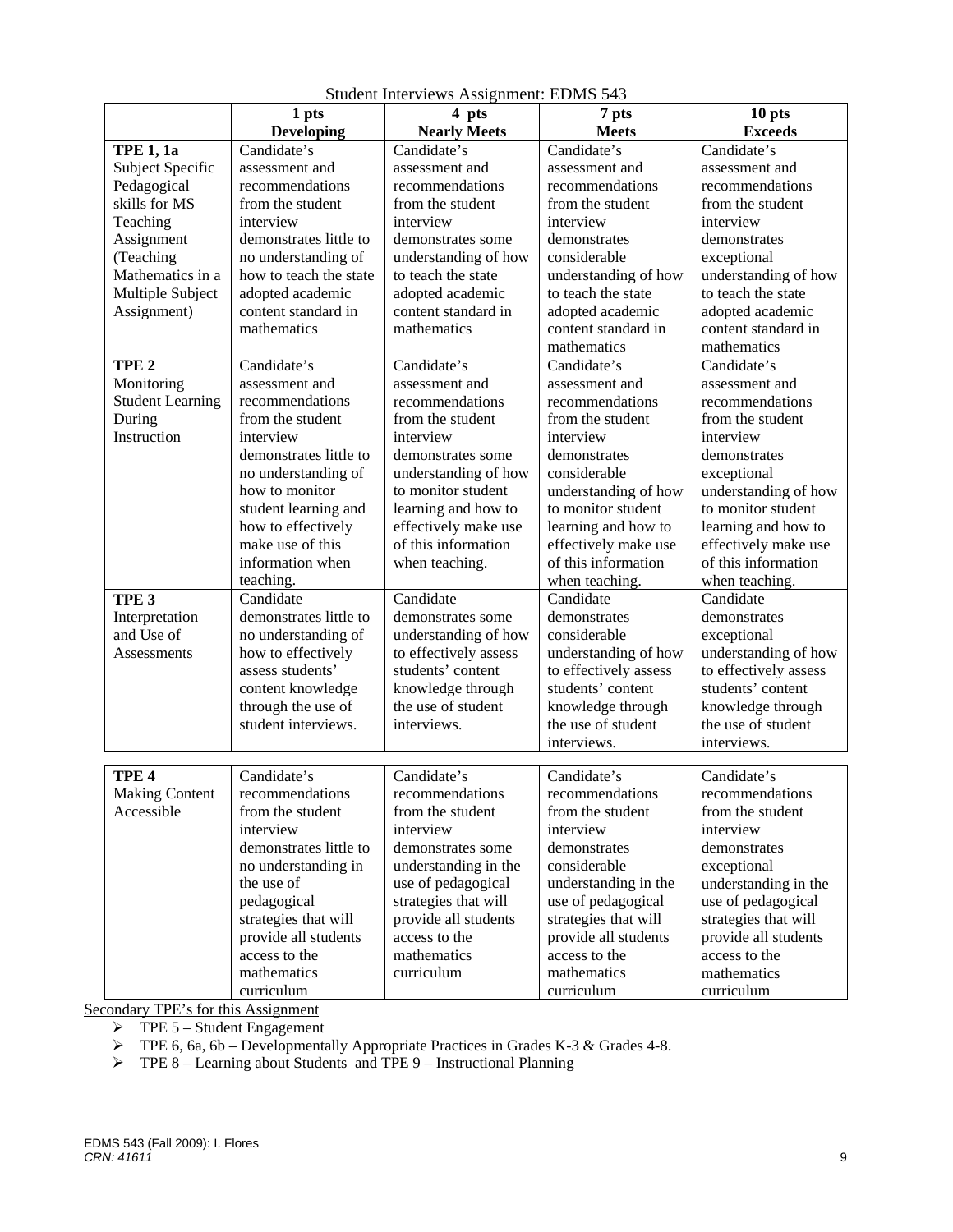Student Interviews Assignment: EDMS 543

| | 1 pts Developing | 4 pts Nearly Meets | 7 pts Meets | 10 pts Exceeds |
|---|---|---|---|---|
| **TPE 1, 1a** Subject Specific Pedagogical skills for MS Teaching Assignment (Teaching Mathematics in a Multiple Subject Assignment) | Candidate's assessment and recommendations from the student interview demonstrates little to no understanding of how to teach the state adopted academic content standard in mathematics | Candidate's assessment and recommendations from the student interview demonstrates some understanding of how to teach the state adopted academic content standard in mathematics | Candidate's assessment and recommendations from the student interview demonstrates considerable understanding of how to teach the state adopted academic content standard in mathematics | Candidate's assessment and recommendations from the student interview demonstrates exceptional understanding of how to teach the state adopted academic content standard in mathematics |
| **TPE 2** Monitoring Student Learning During Instruction | Candidate's assessment and recommendations from the student interview demonstrates little to no understanding of how to monitor student learning and how to effectively make use of this information when teaching. | Candidate's assessment and recommendations from the student interview demonstrates some understanding of how to monitor student learning and how to effectively make use of this information when teaching. | Candidate's assessment and recommendations from the student interview demonstrates considerable understanding of how to monitor student learning and how to effectively make use of this information when teaching. | Candidate's assessment and recommendations from the student interview demonstrates exceptional understanding of how to monitor student learning and how to effectively make use of this information when teaching. |
| **TPE 3** Interpretation and Use of Assessments | Candidate demonstrates little to no understanding of how to effectively assess students' content knowledge through the use of student interviews. | Candidate demonstrates some understanding of how to effectively assess students' content knowledge through the use of student interviews. | Candidate demonstrates considerable understanding of how to effectively assess students' content knowledge through the use of student interviews. | Candidate demonstrates exceptional understanding of how to effectively assess students' content knowledge through the use of student interviews. |
| **TPE 4** Making Content Accessible | Candidate's recommendations from the student interview demonstrates little to no understanding in the use of pedagogical strategies that will provide all students access to the mathematics curriculum | Candidate's recommendations from the student interview demonstrates some understanding in the use of pedagogical strategies that will provide all students access to the mathematics curriculum | Candidate's recommendations from the student interview demonstrates considerable understanding in the use of pedagogical strategies that will provide all students access to the mathematics curriculum | Candidate's recommendations from the student interview demonstrates exceptional understanding in the use of pedagogical strategies that will provide all students access to the mathematics curriculum |

Secondary TPE's for this Assignment

- TPE 5 – Student Engagement
- TPE 6, 6a, 6b – Developmentally Appropriate Practices in Grades K-3 & Grades 4-8.
- TPE 8 – Learning about Students and TPE 9 – Instructional Planning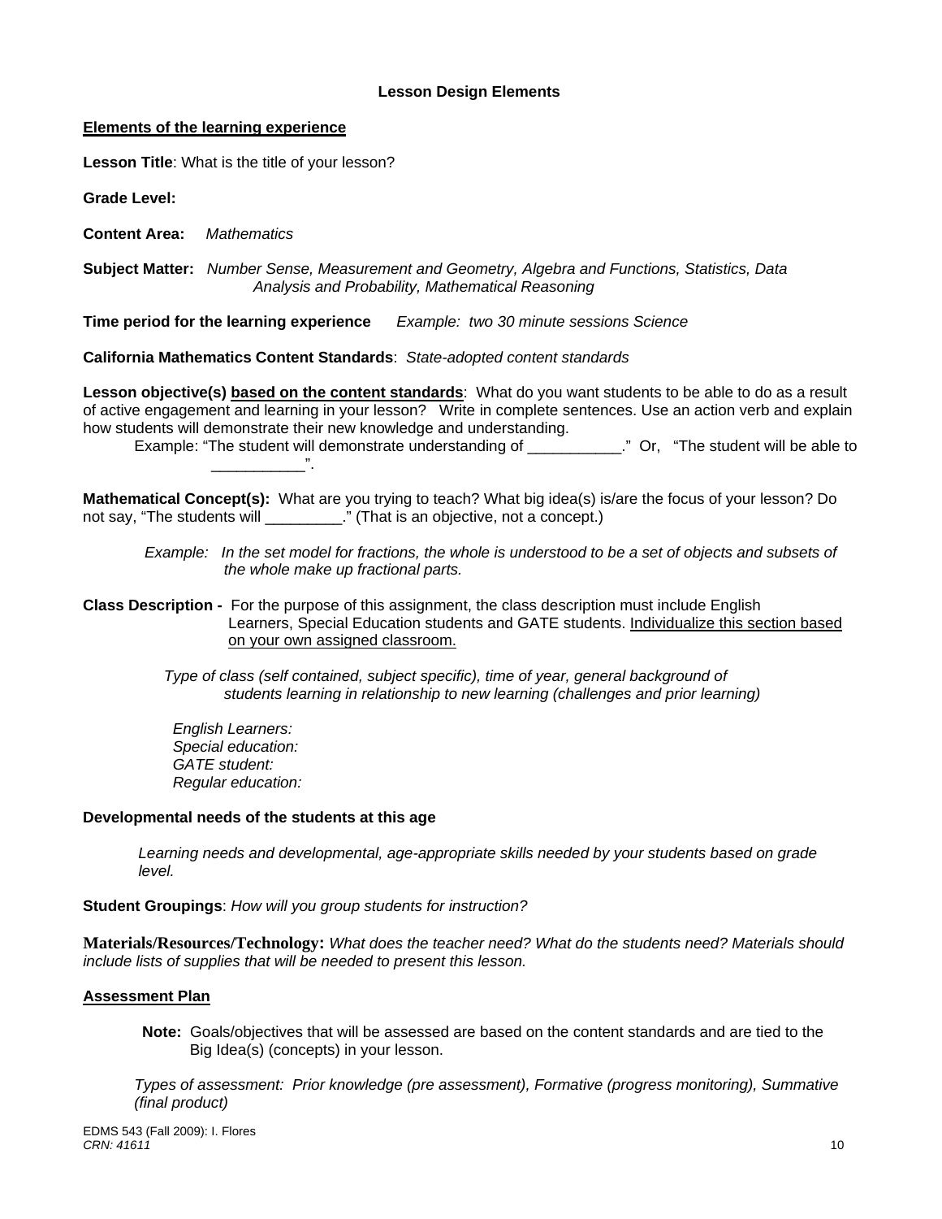## Lesson Design Elements

**<u>Elements of the learning experience</u>**

**Lesson Title**: What is the title of your lesson?

**Grade Level:**

**Content Area:** *Mathematics*

**Subject Matter:** *Number Sense, Measurement and Geometry, Algebra and Functions, Statistics, Data Analysis and Probability, Mathematical Reasoning*

**Time period for the learning experience** *Example: two 30 minute sessions Science*

**California Mathematics Content Standards**: *State-adopted content standards*

**Lesson objective(s) <u>based on the content standards</u>**: What do you want students to be able to do as a result of active engagement and learning in your lesson? Write in complete sentences. Use an action verb and explain how students will demonstrate their new knowledge and understanding.

Example: "The student will demonstrate understanding of ___________." Or, "The student will be able to ___________".

**Mathematical Concept(s):** What are you trying to teach? What big idea(s) is/are the focus of your lesson? Do not say, "The students will _________." (That is an objective, not a concept.)

*Example: In the set model for fractions, the whole is understood to be a set of objects and subsets of the whole make up fractional parts.*

**Class Description -** For the purpose of this assignment, the class description must include English Learners, Special Education students and GATE students. <u>Individualize this section based on your own assigned classroom.</u>

*Type of class (self contained, subject specific), time of year, general background of students learning in relationship to new learning (challenges and prior learning)*

*English Learners:*
*Special education:*
*GATE student:*
*Regular education:*

**Developmental needs of the students at this age**

*Learning needs and developmental, age-appropriate skills needed by your students based on grade level.*

**Student Groupings**: *How will you group students for instruction?*

**Materials/Resources/Technology:** *What does the teacher need? What do the students need? Materials should include lists of supplies that will be needed to present this lesson.*

**<u>Assessment Plan</u>**

**Note:** Goals/objectives that will be assessed are based on the content standards and are tied to the Big Idea(s) (concepts) in your lesson.

*Types of assessment: Prior knowledge (pre assessment), Formative (progress monitoring), Summative (final product)*

EDMS 543 (Fall 2009): I. Flores
*CRN: 41611*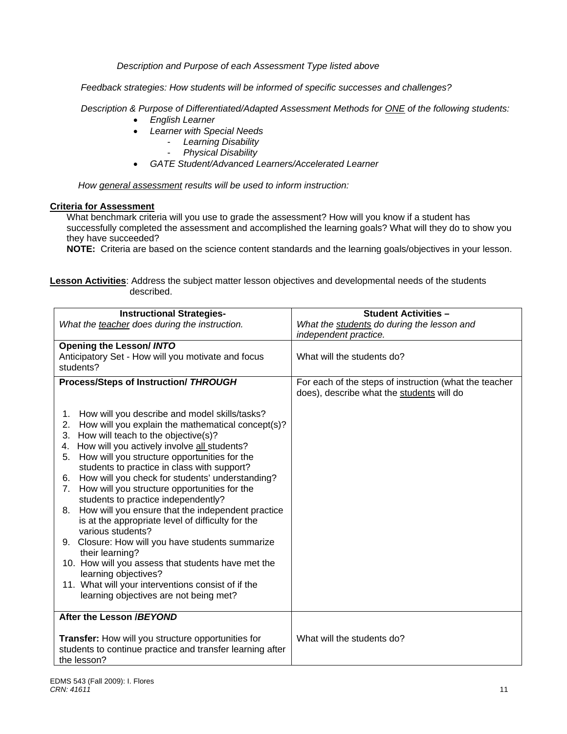*Description and Purpose of each Assessment Type listed above*

*Feedback strategies: How students will be informed of specific successes and challenges?*

*Description & Purpose of Differentiated/Adapted Assessment Methods for ONE of the following students:*

- *English Learner*
- *Learner with Special Needs*
  - *Learning Disability*
  - *Physical Disability*
- *GATE Student/Advanced Learners/Accelerated Learner*

*How general assessment results will be used to inform instruction:*

**Criteria for Assessment**

What benchmark criteria will you use to grade the assessment? How will you know if a student has successfully completed the assessment and accomplished the learning goals? What will they do to show you they have succeeded?

**NOTE:** Criteria are based on the science content standards and the learning goals/objectives in your lesson.

**Lesson Activities**: Address the subject matter lesson objectives and developmental needs of the students described.

| **Instructional Strategies-** *What the teacher does during the instruction.* | **Student Activities –** *What the students do during the lesson and independent practice.* |
|---|---|
| **Opening the Lesson/ *INTO*** Anticipatory Set - How will you motivate and focus students? | What will the students do? |
| **Process/Steps of Instruction/ *THROUGH*** <br> 1. How will you describe and model skills/tasks? <br> 2. How will you explain the mathematical concept(s)? <br> 3. How will teach to the objective(s)? <br> 4. How will you actively involve all students? <br> 5. How will you structure opportunities for the students to practice in class with support? <br> 6. How will you check for students' understanding? <br> 7. How will you structure opportunities for the students to practice independently? <br> 8. How will you ensure that the independent practice is at the appropriate level of difficulty for the various students? <br> 9. Closure: How will you have students summarize their learning? <br> 10. How will you assess that students have met the learning objectives? <br> 11. What will your interventions consist of if the learning objectives are not being met? | For each of the steps of instruction (what the teacher does), describe what the students will do |
| **After the Lesson /*BEYOND*** <br> **Transfer:** How will you structure opportunities for students to continue practice and transfer learning after the lesson? | What will the students do? |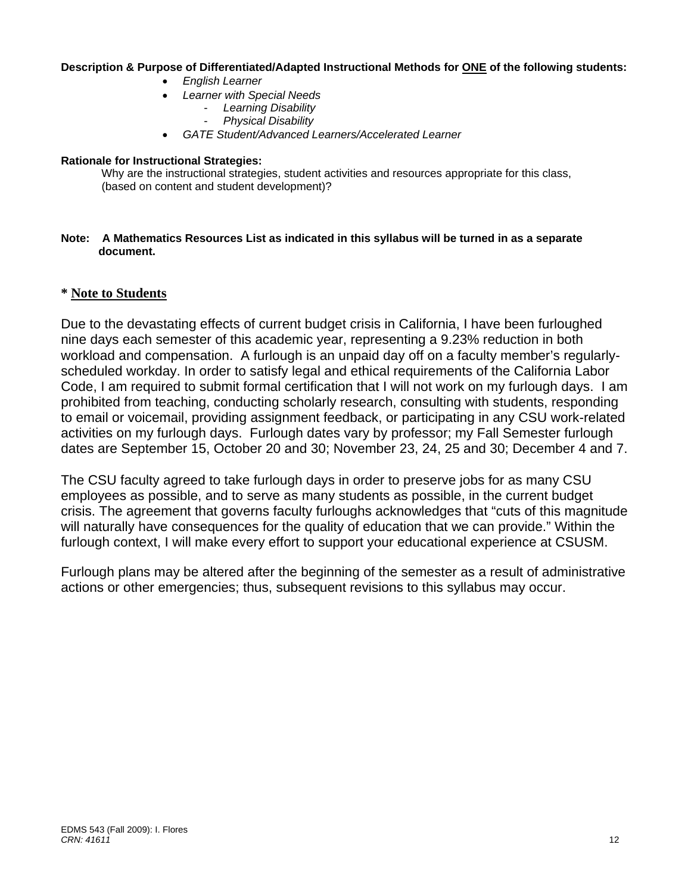**Description & Purpose of Differentiated/Adapted Instructional Methods for <u>ONE</u> of the following students:**

- *English Learner*
- *Learner with Special Needs*
  - *Learning Disability*
  - *Physical Disability*
- *GATE Student/Advanced Learners/Accelerated Learner*

**Rationale for Instructional Strategies:**

Why are the instructional strategies, student activities and resources appropriate for this class, (based on content and student development)?

**Note: A Mathematics Resources List as indicated in this syllabus will be turned in as a separate document.**

## * <u>Note to Students</u>

Due to the devastating effects of current budget crisis in California, I have been furloughed nine days each semester of this academic year, representing a 9.23% reduction in both workload and compensation. A furlough is an unpaid day off on a faculty member's regularly-scheduled workday. In order to satisfy legal and ethical requirements of the California Labor Code, I am required to submit formal certification that I will not work on my furlough days. I am prohibited from teaching, conducting scholarly research, consulting with students, responding to email or voicemail, providing assignment feedback, or participating in any CSU work-related activities on my furlough days. Furlough dates vary by professor; my Fall Semester furlough dates are September 15, October 20 and 30; November 23, 24, 25 and 30; December 4 and 7.

The CSU faculty agreed to take furlough days in order to preserve jobs for as many CSU employees as possible, and to serve as many students as possible, in the current budget crisis. The agreement that governs faculty furloughs acknowledges that "cuts of this magnitude will naturally have consequences for the quality of education that we can provide." Within the furlough context, I will make every effort to support your educational experience at CSUSM.

Furlough plans may be altered after the beginning of the semester as a result of administrative actions or other emergencies; thus, subsequent revisions to this syllabus may occur.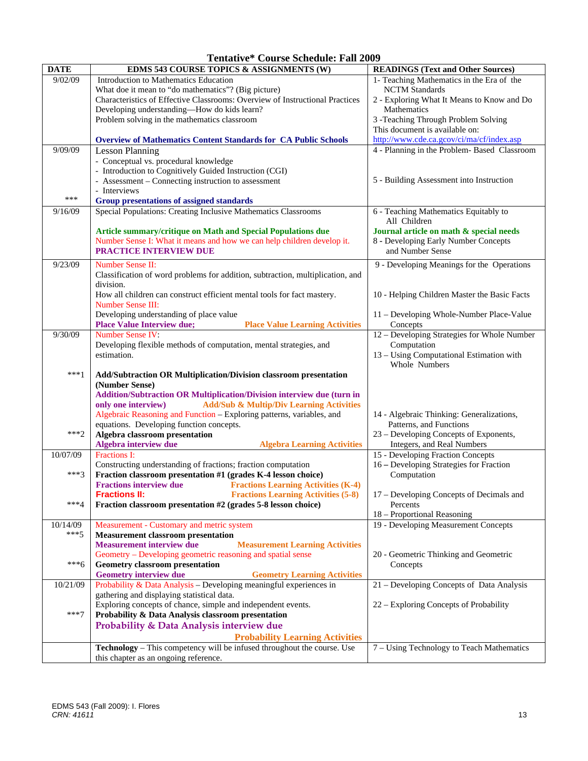## Tentative* Course Schedule: Fall 2009

| DATE | EDMS 543 COURSE TOPICS & ASSIGNMENTS (W) | READINGS (Text and Other Sources) |
|---|---|---|
| 9/02/09 | Introduction to Mathematics Education<br>What doe it mean to "do mathematics"? (Big picture)<br>Characteristics of Effective Classrooms: Overview of Instructional Practices<br>Developing understanding—How do kids learn?<br>Problem solving in the mathematics classroom<br><br>**Overview of Mathematics Content Standards for CA Public Schools** | 1- Teaching Mathematics in the Era of the NCTM Standards<br>2 - Exploring What It Means to Know and Do Mathematics<br>3 -Teaching Through Problem Solving<br>This document is available on:<br>http://www.cde.ca.gcov/ci/ma/cf/index.asp |
| 9/09/09<br><br><br><br><br>*** | Lesson Planning<br>- Conceptual vs. procedural knowledge<br>- Introduction to Cognitively Guided Instruction (CGI)<br>- Assessment – Connecting instruction to assessment<br>- Interviews<br>**Group presentations of assigned standards** | 4 - Planning in the Problem- Based Classroom<br><br><br>5 - Building Assessment into Instruction |
| 9/16/09 | Special Populations: Creating Inclusive Mathematics Classrooms<br><br>**Article summary/critique on Math and Special Populations due**<br>Number Sense I: What it means and how we can help children develop it.<br>**PRACTICE INTERVIEW DUE** | 6 - Teaching Mathematics Equitably to All Children<br>**Journal article on math & special needs**<br>8 - Developing Early Number Concepts and Number Sense |
| 9/23/09 | Number Sense II:<br>Classification of word problems for addition, subtraction, multiplication, and division.<br>How all children can construct efficient mental tools for fact mastery.<br>Number Sense III:<br>Developing understanding of place value<br>**Place Value Interview due; Place Value Learning Activities** | 9 - Developing Meanings for the Operations<br><br><br>10 - Helping Children Master the Basic Facts<br><br>11 – Developing Whole-Number Place-Value Concepts |
| 9/30/09<br><br><br><br>***1<br><br><br><br><br><br><br>***2 | Number Sense IV:<br>Developing flexible methods of computation, mental strategies, and estimation.<br><br>**Add/Subtraction OR Multiplication/Division classroom presentation (Number Sense)**<br>**Addition/Subtraction OR Multiplication/Division interview due (turn in only one interview) Add/Sub & Multip/Div Learning Activities**<br>Algebraic Reasoning and Function – Exploring patterns, variables, and equations. Developing function concepts.<br>**Algebra classroom presentation**<br>**Algebra interview due Algebra Learning Activities** | 12 – Developing Strategies for Whole Number Computation<br>13 – Using Computational Estimation with Whole Numbers<br><br><br><br><br><br>14 - Algebraic Thinking: Generalizations, Patterns, and Functions<br>23 – Developing Concepts of Exponents, Integers, and Real Numbers |
| 10/07/09<br><br>***3<br><br><br>***4 | Fractions I:<br>Constructing understanding of fractions; fraction computation<br>**Fraction classroom presentation #1 (grades K-4 lesson choice)**<br>**Fractions interview due Fractions Learning Activities (K-4)**<br>**Fractions II: Fractions Learning Activities (5-8)**<br>**Fraction classroom presentation #2 (grades 5-8 lesson choice)** | 15 - Developing Fraction Concepts<br>16 – Developing Strategies for Fraction Computation<br><br>17 – Developing Concepts of Decimals and Percents<br>18 – Proportional Reasoning |
| 10/14/09<br>***5<br><br><br>***6 | Measurement - Customary and metric system<br>**Measurement classroom presentation**<br>**Measurement interview due Measurement Learning Activities**<br>Geometry – Developing geometric reasoning and spatial sense<br>**Geometry classroom presentation**<br>**Geometry interview due Geometry Learning Activities** | 19 - Developing Measurement Concepts<br><br><br>20 - Geometric Thinking and Geometric Concepts |
| 10/21/09<br><br><br>***7 | Probability & Data Analysis – Developing meaningful experiences in gathering and displaying statistical data.<br>Exploring concepts of chance, simple and independent events.<br>**Probability & Data Analysis classroom presentation**<br>**Probability & Data Analysis interview due**<br>**Probability Learning Activities** | 21 – Developing Concepts of Data Analysis<br><br>22 – Exploring Concepts of Probability |
| | **Technology** – This competency will be infused throughout the course. Use this chapter as an ongoing reference. | 7 – Using Technology to Teach Mathematics |

EDMS 543 (Fall 2009): I. Flores
*CRN: 41611*